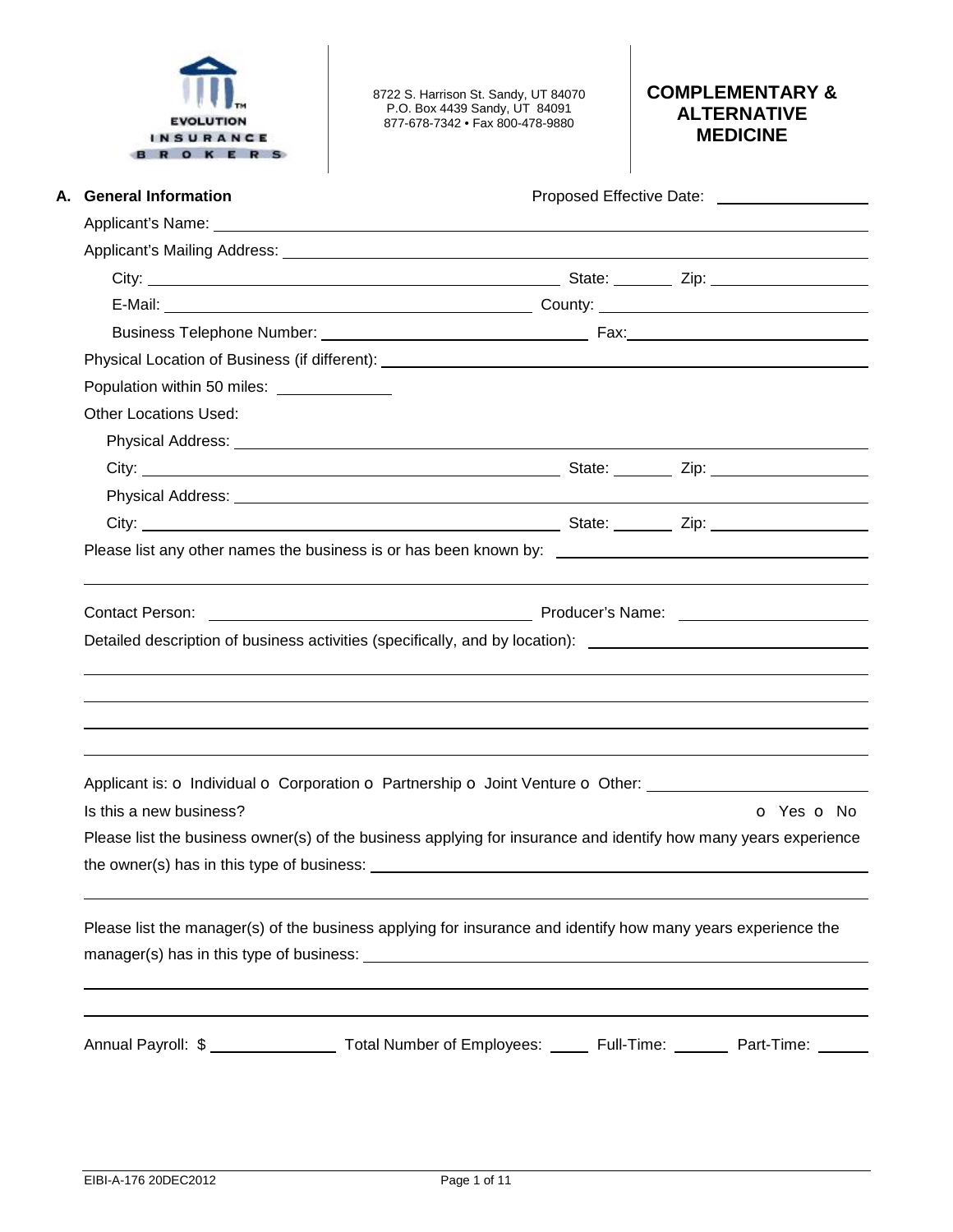EVOLUTION INSURANCE BROKERS

8722 S. Harrison St. Sandy, UT 84070
P.O. Box 4439 Sandy, UT 84091
877-678-7342 • Fax 800-478-9880

# COMPLEMENTARY & ALTERNATIVE MEDICINE

## A. General Information

Proposed Effective Date: ____________

Applicant's Name: ____________

Applicant's Mailing Address: ____________

City: ____________ State: ______ Zip: ____________

E-Mail: ____________ County: ____________

Business Telephone Number: ____________ Fax: ____________

Physical Location of Business (if different): ____________

Population within 50 miles: ____________

Other Locations Used:

Physical Address: ____________

City: ____________ State: ______ Zip: ____________

Physical Address: ____________

City: ____________ State: ______ Zip: ____________

Please list any other names the business is or has been known by: ____________

____________

Contact Person: ____________ Producer's Name: ____________

Detailed description of business activities (specifically, and by location): ____________

____________

____________

____________

____________

Applicant is: o Individual o Corporation o Partnership o Joint Venture o Other: ____________

Is this a new business? o Yes o No

Please list the business owner(s) of the business applying for insurance and identify how many years experience the owner(s) has in this type of business: ____________

____________

Please list the manager(s) of the business applying for insurance and identify how many years experience the manager(s) has in this type of business: ____________

____________

____________

Annual Payroll: $ ____________ Total Number of Employees: ______ Full-Time: ______ Part-Time: ______

EIBI-A-176 20DEC2012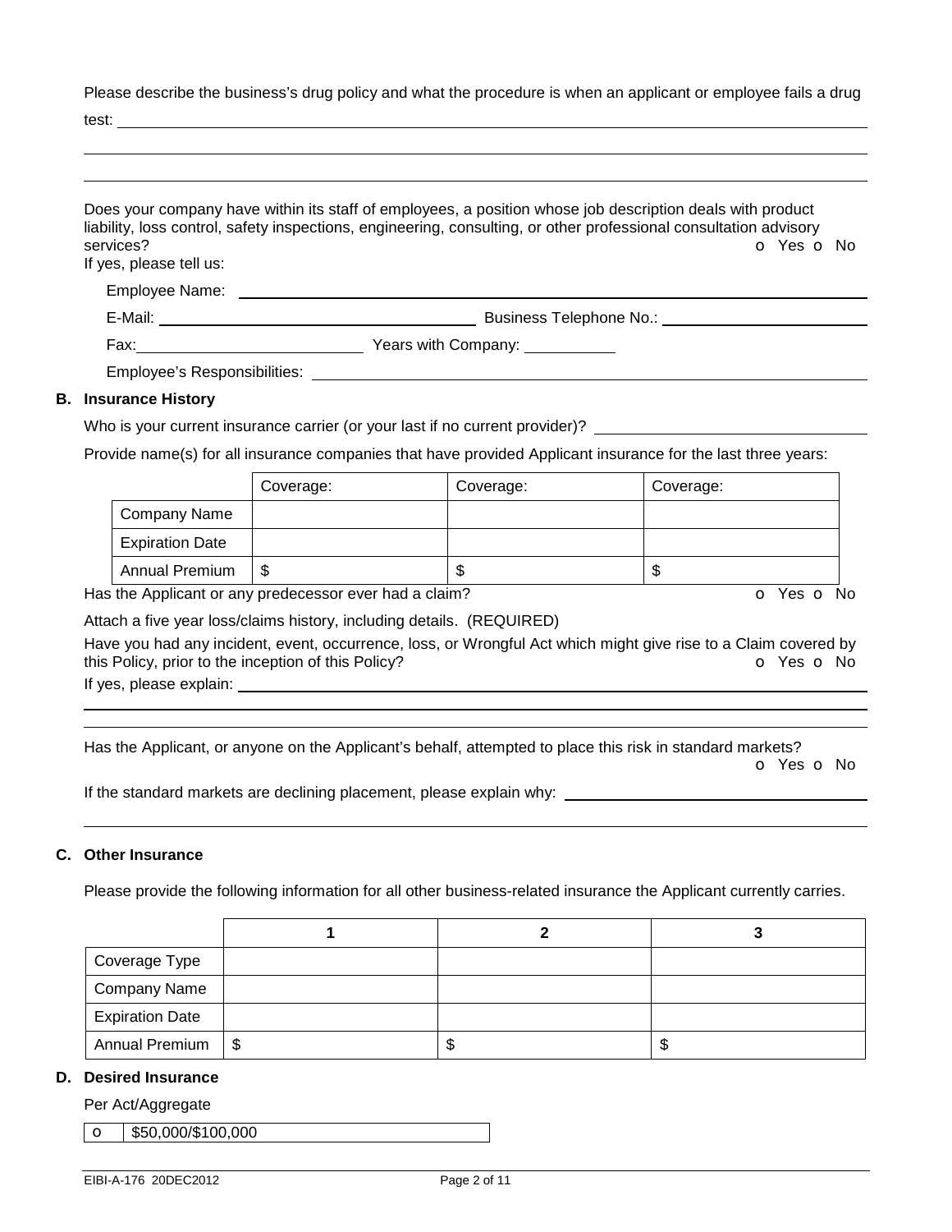Please describe the business's drug policy and what the procedure is when an applicant or employee fails a drug test: ______________________________________________________________________________

______________________________________________________________________________

______________________________________________________________________________

Does your company have within its staff of employees, a position whose job description deals with product liability, loss control, safety inspections, engineering, consulting, or other professional consultation advisory services? o Yes o No

If yes, please tell us:

Employee Name: ______________________________________________________________

E-Mail: ______________________ Business Telephone No.: ______________________

Fax: ______________________ Years with Company: __________

Employee's Responsibilities: ______________________________________________________

## B. Insurance History

Who is your current insurance carrier (or your last if no current provider)? ______________________

Provide name(s) for all insurance companies that have provided Applicant insurance for the last three years:

| | Coverage: | Coverage: | Coverage: |
|---|---|---|---|
| Company Name | | | |
| Expiration Date | | | |
| Annual Premium | $ | $ | $ |

Has the Applicant or any predecessor ever had a claim? o Yes o No

Attach a five year loss/claims history, including details. (REQUIRED)

Have you had any incident, event, occurrence, loss, or Wrongful Act which might give rise to a Claim covered by this Policy, prior to the inception of this Policy? o Yes o No

If yes, please explain: ______________________________________________________________

______________________________________________________________________________

______________________________________________________________________________

Has the Applicant, or anyone on the Applicant's behalf, attempted to place this risk in standard markets? o Yes o No

If the standard markets are declining placement, please explain why: ______________________

______________________________________________________________________________

## C. Other Insurance

Please provide the following information for all other business-related insurance the Applicant currently carries.

| | 1 | 2 | 3 |
|---|---|---|---|
| Coverage Type | | | |
| Company Name | | | |
| Expiration Date | | | |
| Annual Premium | $ | $ | $ |

## D. Desired Insurance

Per Act/Aggregate

| o | $50,000/$100,000 |
|---|---|

EIBI-A-176 20DEC2012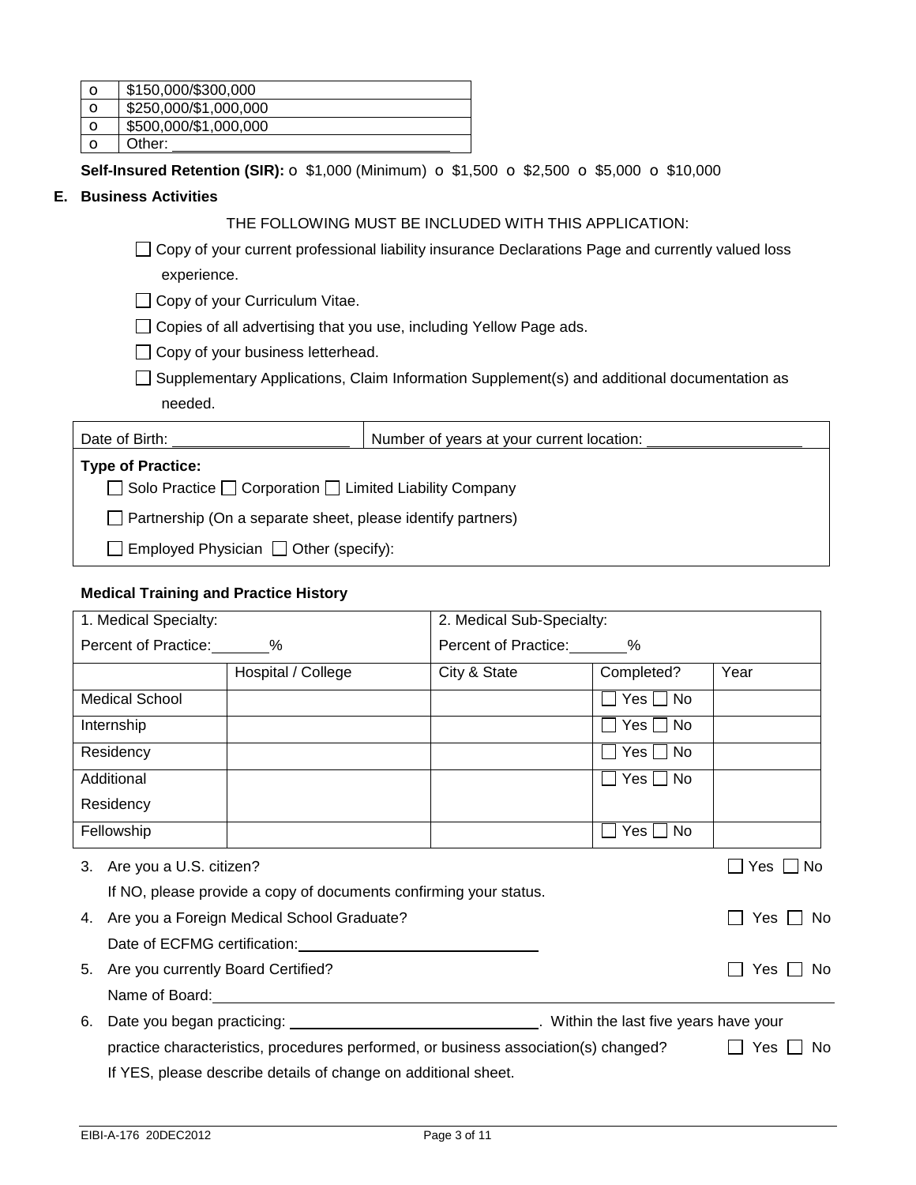| o | $150,000/$300,000 |
|---|---|
| o | $250,000/$1,000,000 |
| o | $500,000/$1,000,000 |
| o | Other: ______________________________ |

**Self-Insured Retention (SIR):** o $1,000 (Minimum) o $1,500 o $2,500 o $5,000 o $10,000

## E. Business Activities

THE FOLLOWING MUST BE INCLUDED WITH THIS APPLICATION:

- ☐ Copy of your current professional liability insurance Declarations Page and currently valued loss experience.
- ☐ Copy of your Curriculum Vitae.
- ☐ Copies of all advertising that you use, including Yellow Page ads.
- ☐ Copy of your business letterhead.
- ☐ Supplementary Applications, Claim Information Supplement(s) and additional documentation as needed.

| Date of Birth: ____________________ | Number of years at your current location: __________________ |
|---|---|
| **Type of Practice:** ☐ Solo Practice ☐ Corporation ☐ Limited Liability Company ☐ Partnership (On a separate sheet, please identify partners) ☐ Employed Physician ☐ Other (specify): | |

### Medical Training and Practice History

| 1. Medical Specialty: Percent of Practice: ______% | | 2. Medical Sub-Specialty: Percent of Practice: ______% | | |
|---|---|---|---|---|
| | Hospital / College | City & State | Completed? | Year |
| Medical School | | | ☐ Yes ☐ No | |
| Internship | | | ☐ Yes ☐ No | |
| Residency | | | ☐ Yes ☐ No | |
| Additional Residency | | | ☐ Yes ☐ No | |
| Fellowship | | | ☐ Yes ☐ No | |

3. Are you a U.S. citizen? ☐ Yes ☐ No
   If NO, please provide a copy of documents confirming your status.
4. Are you a Foreign Medical School Graduate? ☐ Yes ☐ No
   Date of ECFMG certification: ____________________________
5. Are you currently Board Certified? ☐ Yes ☐ No
   Name of Board: ____________________________________________________________
6. Date you began practicing: ______________________________. Within the last five years have your practice characteristics, procedures performed, or business association(s) changed? ☐ Yes ☐ No
   If YES, please describe details of change on additional sheet.

EIBI-A-176 20DEC2012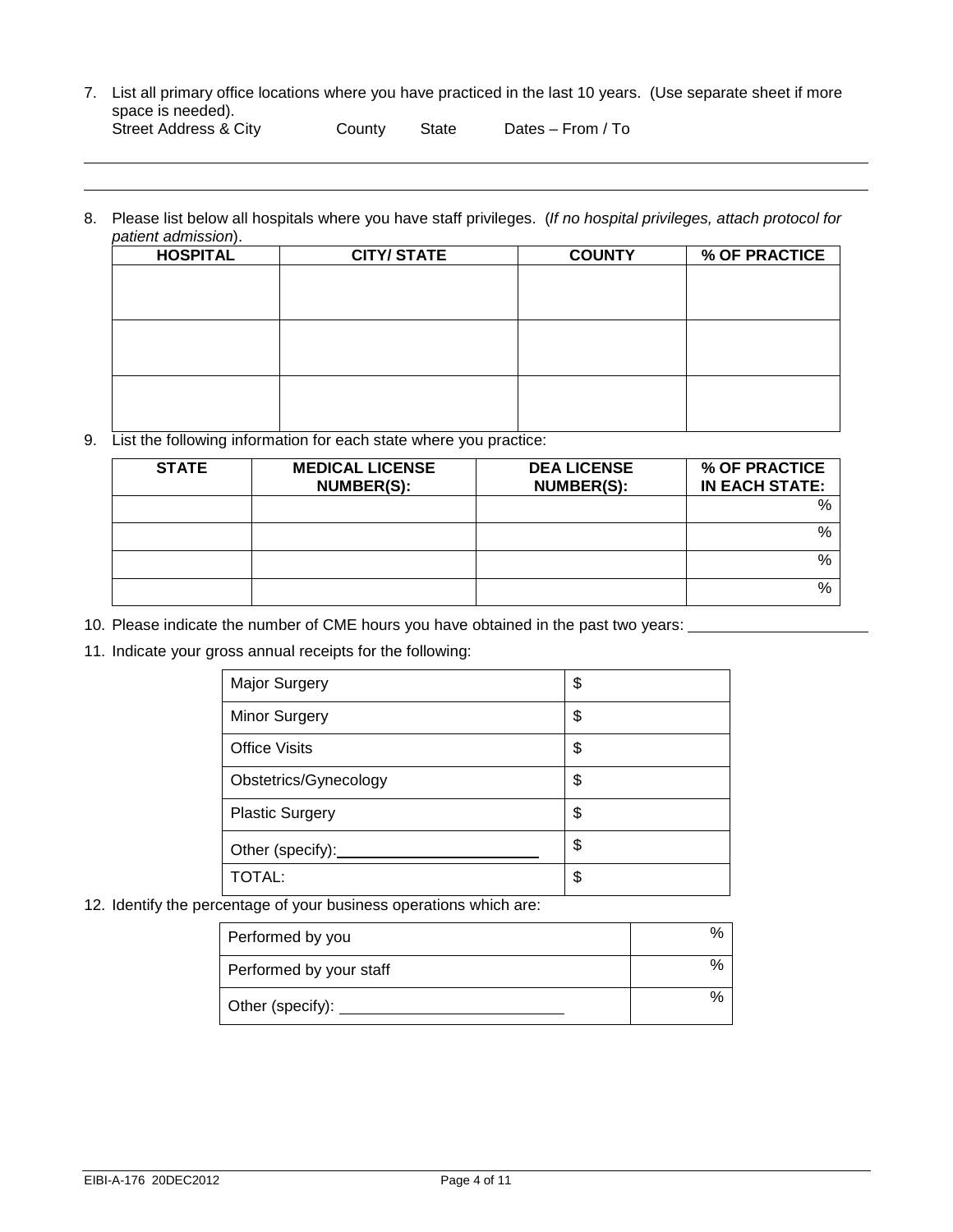7. List all primary office locations where you have practiced in the last 10 years. (Use separate sheet if more space is needed).

| Street Address & City | County | State | Dates – From / To |
|---|---|---|---|
| | | | |
| | | | |

8. Please list below all hospitals where you have staff privileges. (*If no hospital privileges, attach protocol for patient admission*).

| HOSPITAL | CITY/ STATE | COUNTY | % OF PRACTICE |
|---|---|---|---|
| | | | |
| | | | |
| | | | |

9. List the following information for each state where you practice:

| STATE | MEDICAL LICENSE NUMBER(S): | DEA LICENSE NUMBER(S): | % OF PRACTICE IN EACH STATE: |
|---|---|---|---|
| | | | % |
| | | | % |
| | | | % |
| | | | % |

10. Please indicate the number of CME hours you have obtained in the past two years: ____________________

11. Indicate your gross annual receipts for the following:

| | |
|---|---|
| Major Surgery | $ |
| Minor Surgery | $ |
| Office Visits | $ |
| Obstetrics/Gynecology | $ |
| Plastic Surgery | $ |
| Other (specify): ____________________ | $ |
| TOTAL: | $ |

12. Identify the percentage of your business operations which are:

| | |
|---|---|
| Performed by you | % |
| Performed by your staff | % |
| Other (specify): ____________________ | % |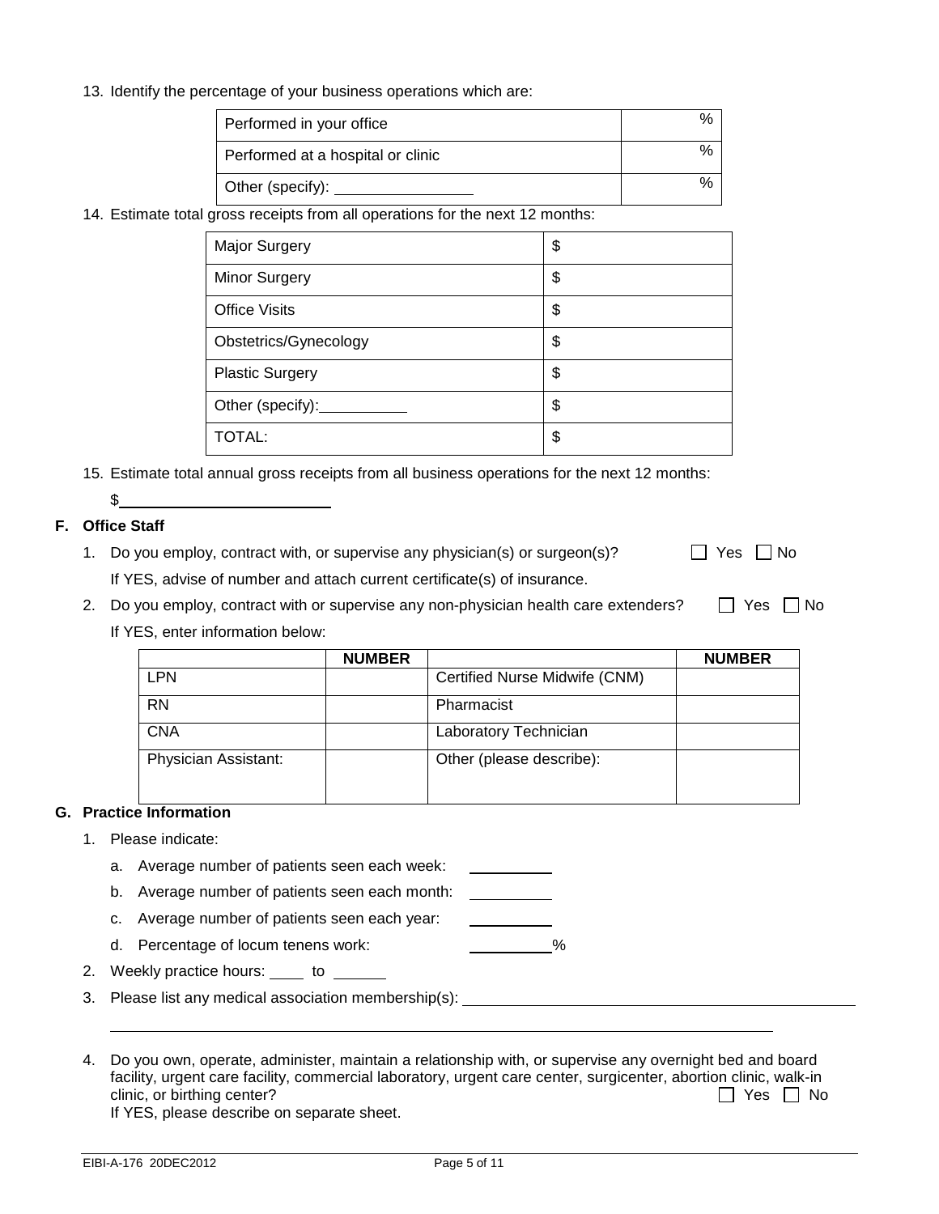13. Identify the percentage of your business operations which are:

| | |
|---|---|
| Performed in your office | % |
| Performed at a hospital or clinic | % |
| Other (specify): ________________ | % |

14. Estimate total gross receipts from all operations for the next 12 months:

| | |
|---|---|
| Major Surgery | $ |
| Minor Surgery | $ |
| Office Visits | $ |
| Obstetrics/Gynecology | $ |
| Plastic Surgery | $ |
| Other (specify):__________ | $ |
| TOTAL: | $ |

15. Estimate total annual gross receipts from all business operations for the next 12 months:

    $________________________

## F. Office Staff

1. Do you employ, contract with, or supervise any physician(s) or surgeon(s)? ☐ Yes ☐ No

   If YES, advise of number and attach current certificate(s) of insurance.

2. Do you employ, contract with or supervise any non-physician health care extenders? ☐ Yes ☐ No

   If YES, enter information below:

| | NUMBER | | NUMBER |
|---|---|---|---|
| LPN | | Certified Nurse Midwife (CNM) | |
| RN | | Pharmacist | |
| CNA | | Laboratory Technician | |
| Physician Assistant: | | Other (please describe): | |

## G. Practice Information

1. Please indicate:
   a. Average number of patients seen each week: __________
   b. Average number of patients seen each month: __________
   c. Average number of patients seen each year: __________
   d. Percentage of locum tenens work: __________%
2. Weekly practice hours: ____ to ______
3. Please list any medical association membership(s): ______________________________________________

   ______________________________________________________________________________

4. Do you own, operate, administer, maintain a relationship with, or supervise any overnight bed and board facility, urgent care facility, commercial laboratory, urgent care center, surgicenter, abortion clinic, walk-in clinic, or birthing center? ☐ Yes ☐ No

   If YES, please describe on separate sheet.

EIBI-A-176 20DEC2012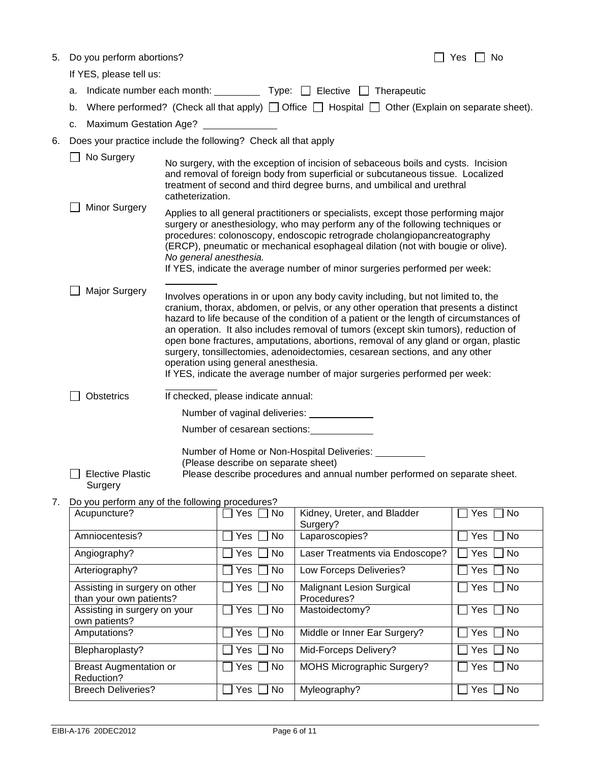5. Do you perform abortions? ☐ Yes ☐ No

   If YES, please tell us:

   a. Indicate number each month: _________ Type: ☐ Elective ☐ Therapeutic
   b. Where performed? (Check all that apply) ☐ Office ☐ Hospital ☐ Other (Explain on separate sheet).
   c. Maximum Gestation Age? ______________

6. Does your practice include the following? Check all that apply

   ☐ **No Surgery** — No surgery, with the exception of incision of sebaceous boils and cysts. Incision and removal of foreign body from superficial or subcutaneous tissue. Localized treatment of second and third degree burns, and umbilical and urethral catheterization.

   ☐ **Minor Surgery** — Applies to all general practitioners or specialists, except those performing major surgery or anesthesiology, who may perform any of the following techniques or procedures: colonoscopy, endoscopic retrograde cholangiopancreatography (ERCP), pneumatic or mechanical esophageal dilation (not with bougie or olive). *No general anesthesia.*
   If YES, indicate the average number of minor surgeries performed per week: __________

   ☐ **Major Surgery** — Involves operations in or upon any body cavity including, but not limited to, the cranium, thorax, abdomen, or pelvis, or any other operation that presents a distinct hazard to life because of the condition of a patient or the length of circumstances of an operation. It also includes removal of tumors (except skin tumors), reduction of open bone fractures, amputations, abortions, removal of any gland or organ, plastic surgery, tonsillectomies, adenoidectomies, cesarean sections, and any other operation using general anesthesia.
   If YES, indicate the average number of major surgeries performed per week: __________

   ☐ **Obstetrics** — If checked, please indicate annual:

   Number of vaginal deliveries: ____________

   Number of cesarean sections: ____________

   Number of Home or Non-Hospital Deliveries: _________
   (Please describe on separate sheet)

   ☐ **Elective Plastic Surgery** — Please describe procedures and annual number performed on separate sheet.

7. Do you perform any of the following procedures?

| Procedure | | Procedure | |
|---|---|---|---|
| Acupuncture? | ☐ Yes ☐ No | Kidney, Ureter, and Bladder Surgery? | ☐ Yes ☐ No |
| Amniocentesis? | ☐ Yes ☐ No | Laparoscopies? | ☐ Yes ☐ No |
| Angiography? | ☐ Yes ☐ No | Laser Treatments via Endoscope? | ☐ Yes ☐ No |
| Arteriography? | ☐ Yes ☐ No | Low Forceps Deliveries? | ☐ Yes ☐ No |
| Assisting in surgery on other than your own patients? | ☐ Yes ☐ No | Malignant Lesion Surgical Procedures? | ☐ Yes ☐ No |
| Assisting in surgery on your own patients? | ☐ Yes ☐ No | Mastoidectomy? | ☐ Yes ☐ No |
| Amputations? | ☐ Yes ☐ No | Middle or Inner Ear Surgery? | ☐ Yes ☐ No |
| Blepharoplasty? | ☐ Yes ☐ No | Mid-Forceps Delivery? | ☐ Yes ☐ No |
| Breast Augmentation or Reduction? | ☐ Yes ☐ No | MOHS Micrographic Surgery? | ☐ Yes ☐ No |
| Breech Deliveries? | ☐ Yes ☐ No | Myleography? | ☐ Yes ☐ No |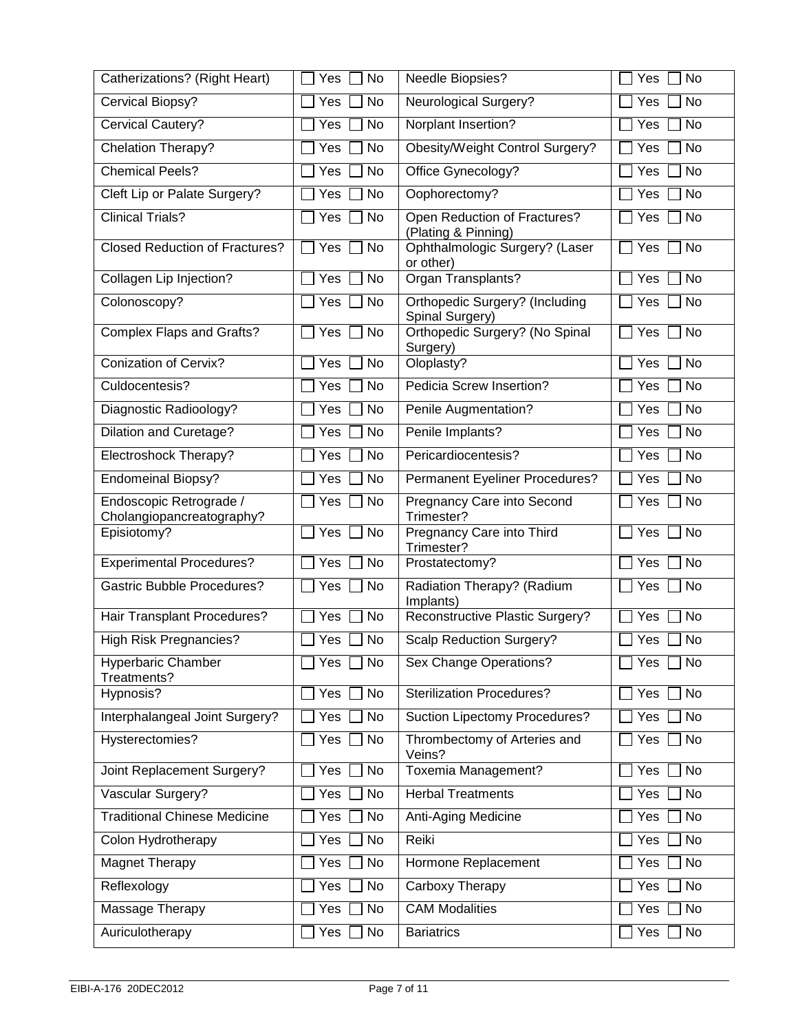| | | | |
|---|---|---|---|
| Catherizations? (Right Heart) | ☐ Yes ☐ No | Needle Biopsies? | ☐ Yes ☐ No |
| Cervical Biopsy? | ☐ Yes ☐ No | Neurological Surgery? | ☐ Yes ☐ No |
| Cervical Cautery? | ☐ Yes ☐ No | Norplant Insertion? | ☐ Yes ☐ No |
| Chelation Therapy? | ☐ Yes ☐ No | Obesity/Weight Control Surgery? | ☐ Yes ☐ No |
| Chemical Peels? | ☐ Yes ☐ No | Office Gynecology? | ☐ Yes ☐ No |
| Cleft Lip or Palate Surgery? | ☐ Yes ☐ No | Oophorectomy? | ☐ Yes ☐ No |
| Clinical Trials? | ☐ Yes ☐ No | Open Reduction of Fractures? (Plating & Pinning) | ☐ Yes ☐ No |
| Closed Reduction of Fractures? | ☐ Yes ☐ No | Ophthalmologic Surgery? (Laser or other) | ☐ Yes ☐ No |
| Collagen Lip Injection? | ☐ Yes ☐ No | Organ Transplants? | ☐ Yes ☐ No |
| Colonoscopy? | ☐ Yes ☐ No | Orthopedic Surgery? (Including Spinal Surgery) | ☐ Yes ☐ No |
| Complex Flaps and Grafts? | ☐ Yes ☐ No | Orthopedic Surgery? (No Spinal Surgery) | ☐ Yes ☐ No |
| Conization of Cervix? | ☐ Yes ☐ No | Oloplasty? | ☐ Yes ☐ No |
| Culdocentesis? | ☐ Yes ☐ No | Pedicia Screw Insertion? | ☐ Yes ☐ No |
| Diagnostic Radioology? | ☐ Yes ☐ No | Penile Augmentation? | ☐ Yes ☐ No |
| Dilation and Curetage? | ☐ Yes ☐ No | Penile Implants? | ☐ Yes ☐ No |
| Electroshock Therapy? | ☐ Yes ☐ No | Pericardiocentesis? | ☐ Yes ☐ No |
| Endomeinal Biopsy? | ☐ Yes ☐ No | Permanent Eyeliner Procedures? | ☐ Yes ☐ No |
| Endoscopic Retrograde / Cholangiopancreatography? | ☐ Yes ☐ No | Pregnancy Care into Second Trimester? | ☐ Yes ☐ No |
| Episiotomy? | ☐ Yes ☐ No | Pregnancy Care into Third Trimester? | ☐ Yes ☐ No |
| Experimental Procedures? | ☐ Yes ☐ No | Prostatectomy? | ☐ Yes ☐ No |
| Gastric Bubble Procedures? | ☐ Yes ☐ No | Radiation Therapy? (Radium Implants) | ☐ Yes ☐ No |
| Hair Transplant Procedures? | ☐ Yes ☐ No | Reconstructive Plastic Surgery? | ☐ Yes ☐ No |
| High Risk Pregnancies? | ☐ Yes ☐ No | Scalp Reduction Surgery? | ☐ Yes ☐ No |
| Hyperbaric Chamber Treatments? | ☐ Yes ☐ No | Sex Change Operations? | ☐ Yes ☐ No |
| Hypnosis? | ☐ Yes ☐ No | Sterilization Procedures? | ☐ Yes ☐ No |
| Interphalangeal Joint Surgery? | ☐ Yes ☐ No | Suction Lipectomy Procedures? | ☐ Yes ☐ No |
| Hysterectomies? | ☐ Yes ☐ No | Thrombectomy of Arteries and Veins? | ☐ Yes ☐ No |
| Joint Replacement Surgery? | ☐ Yes ☐ No | Toxemia Management? | ☐ Yes ☐ No |
| Vascular Surgery? | ☐ Yes ☐ No | Herbal Treatments | ☐ Yes ☐ No |
| Traditional Chinese Medicine | ☐ Yes ☐ No | Anti-Aging Medicine | ☐ Yes ☐ No |
| Colon Hydrotherapy | ☐ Yes ☐ No | Reiki | ☐ Yes ☐ No |
| Magnet Therapy | ☐ Yes ☐ No | Hormone Replacement | ☐ Yes ☐ No |
| Reflexology | ☐ Yes ☐ No | Carboxy Therapy | ☐ Yes ☐ No |
| Massage Therapy | ☐ Yes ☐ No | CAM Modalities | ☐ Yes ☐ No |
| Auriculotherapy | ☐ Yes ☐ No | Bariatrics | ☐ Yes ☐ No |

EIBI-A-176 20DEC2012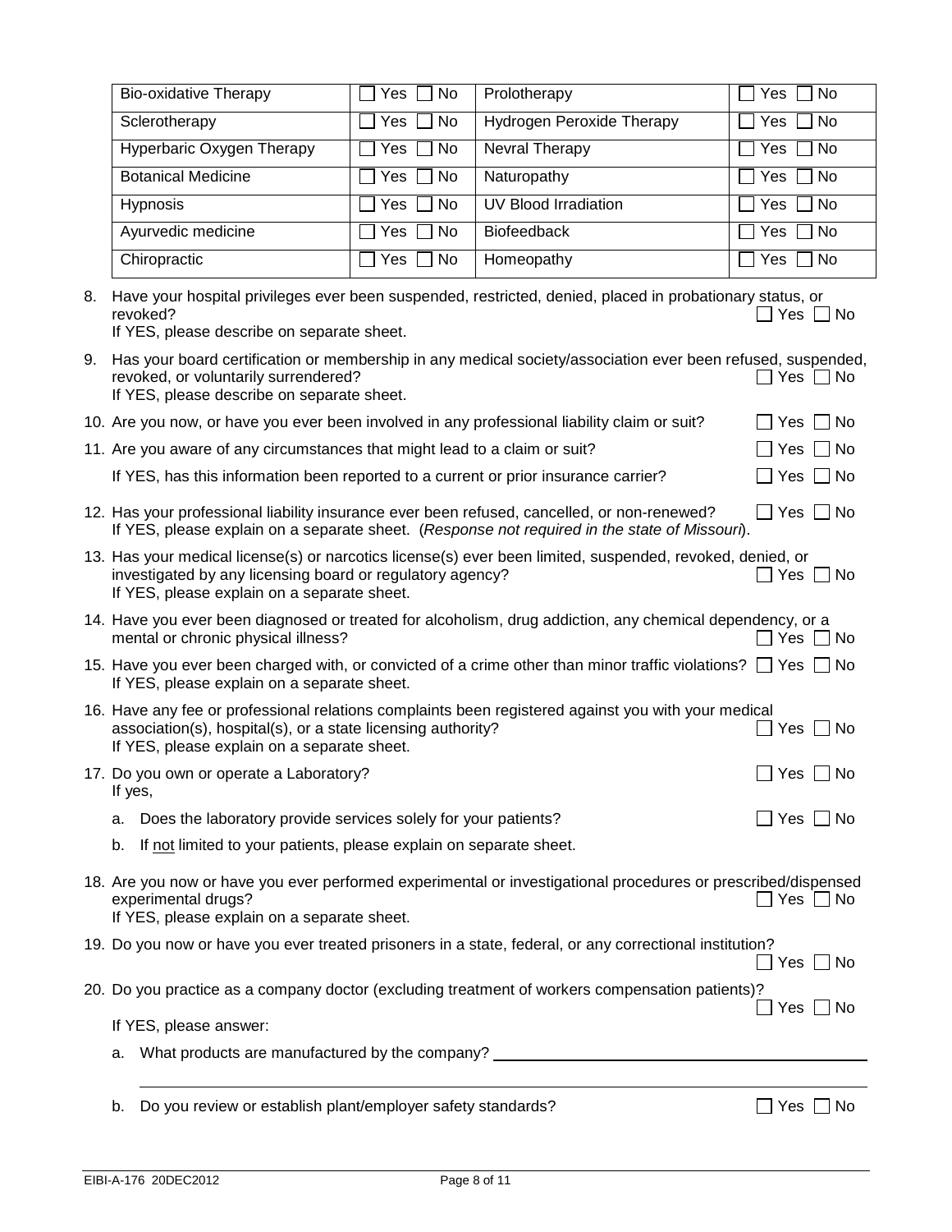| Bio-oxidative Therapy | ☐ Yes ☐ No | Prolotherapy | ☐ Yes ☐ No |
|---|---|---|---|
| Sclerotherapy | ☐ Yes ☐ No | Hydrogen Peroxide Therapy | ☐ Yes ☐ No |
| Hyperbaric Oxygen Therapy | ☐ Yes ☐ No | Nevral Therapy | ☐ Yes ☐ No |
| Botanical Medicine | ☐ Yes ☐ No | Naturopathy | ☐ Yes ☐ No |
| Hypnosis | ☐ Yes ☐ No | UV Blood Irradiation | ☐ Yes ☐ No |
| Ayurvedic medicine | ☐ Yes ☐ No | Biofeedback | ☐ Yes ☐ No |
| Chiropractic | ☐ Yes ☐ No | Homeopathy | ☐ Yes ☐ No |

8. Have your hospital privileges ever been suspended, restricted, denied, placed in probationary status, or revoked? ☐ Yes ☐ No
   If YES, please describe on separate sheet.

9. Has your board certification or membership in any medical society/association ever been refused, suspended, revoked, or voluntarily surrendered? ☐ Yes ☐ No
   If YES, please describe on separate sheet.

10. Are you now, or have you ever been involved in any professional liability claim or suit? ☐ Yes ☐ No

11. Are you aware of any circumstances that might lead to a claim or suit? ☐ Yes ☐ No

    If YES, has this information been reported to a current or prior insurance carrier? ☐ Yes ☐ No

12. Has your professional liability insurance ever been refused, cancelled, or non-renewed? ☐ Yes ☐ No
    If YES, please explain on a separate sheet. (*Response not required in the state of Missouri*).

13. Has your medical license(s) or narcotics license(s) ever been limited, suspended, revoked, denied, or investigated by any licensing board or regulatory agency? ☐ Yes ☐ No
    If YES, please explain on a separate sheet.

14. Have you ever been diagnosed or treated for alcoholism, drug addiction, any chemical dependency, or a mental or chronic physical illness? ☐ Yes ☐ No

15. Have you ever been charged with, or convicted of a crime other than minor traffic violations? ☐ Yes ☐ No
    If YES, please explain on a separate sheet.

16. Have any fee or professional relations complaints been registered against you with your medical association(s), hospital(s), or a state licensing authority? ☐ Yes ☐ No
    If YES, please explain on a separate sheet.

17. Do you own or operate a Laboratory? ☐ Yes ☐ No
    If yes,

    a. Does the laboratory provide services solely for your patients? ☐ Yes ☐ No

    b. If not limited to your patients, please explain on separate sheet.

18. Are you now or have you ever performed experimental or investigational procedures or prescribed/dispensed experimental drugs? ☐ Yes ☐ No
    If YES, please explain on a separate sheet.

19. Do you now or have you ever treated prisoners in a state, federal, or any correctional institution? ☐ Yes ☐ No

20. Do you practice as a company doctor (excluding treatment of workers compensation patients)? ☐ Yes ☐ No

    If YES, please answer:

    a. What products are manufactured by the company? ____________________________________________

    ____________________________________________

    b. Do you review or establish plant/employer safety standards? ☐ Yes ☐ No

EIBI-A-176 20DEC2012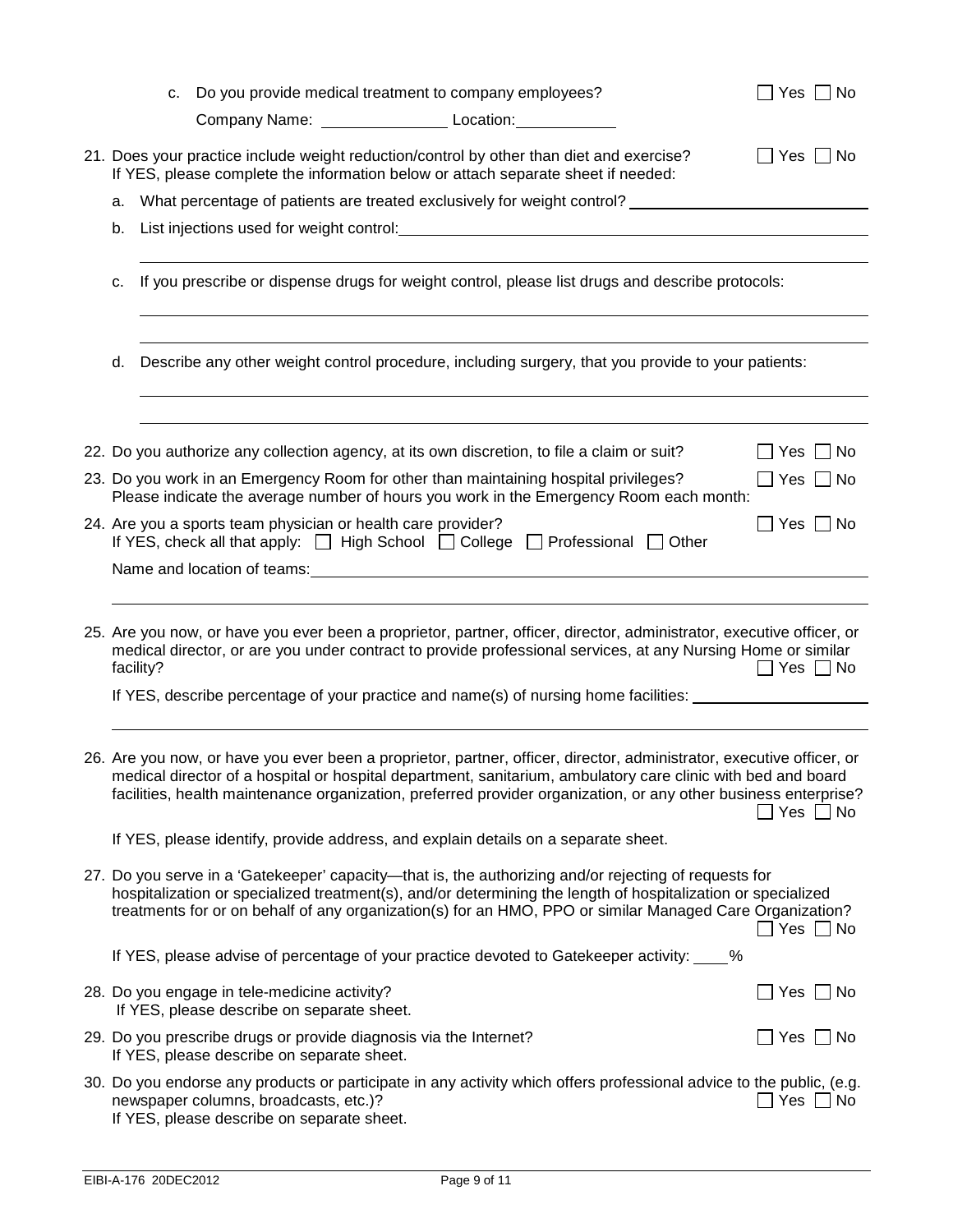c. Do you provide medical treatment to company employees? ☐ Yes ☐ No

   Company Name: _______________ Location: ____________

21. Does your practice include weight reduction/control by other than diet and exercise? ☐ Yes ☐ No
    If YES, please complete the information below or attach separate sheet if needed:

    a. What percentage of patients are treated exclusively for weight control? ____________________________

    b. List injections used for weight control: ____________________________________________________________

    ______________________________________________________________________________

    c. If you prescribe or dispense drugs for weight control, please list drugs and describe protocols:

    ______________________________________________________________________________

    ______________________________________________________________________________

    d. Describe any other weight control procedure, including surgery, that you provide to your patients:

    ______________________________________________________________________________

    ______________________________________________________________________________

22. Do you authorize any collection agency, at its own discretion, to file a claim or suit? ☐ Yes ☐ No

23. Do you work in an Emergency Room for other than maintaining hospital privileges? ☐ Yes ☐ No
    Please indicate the average number of hours you work in the Emergency Room each month:

24. Are you a sports team physician or health care provider? ☐ Yes ☐ No
    If YES, check all that apply: ☐ High School ☐ College ☐ Professional ☐ Other

    Name and location of teams: ____________________________________________________________

    ______________________________________________________________________________

25. Are you now, or have you ever been a proprietor, partner, officer, director, administrator, executive officer, or medical director, or are you under contract to provide professional services, at any Nursing Home or similar facility? ☐ Yes ☐ No

    If YES, describe percentage of your practice and name(s) of nursing home facilities: ____________________

    ______________________________________________________________________________

26. Are you now, or have you ever been a proprietor, partner, officer, director, administrator, executive officer, or medical director of a hospital or hospital department, sanitarium, ambulatory care clinic with bed and board facilities, health maintenance organization, preferred provider organization, or any other business enterprise? ☐ Yes ☐ No

    If YES, please identify, provide address, and explain details on a separate sheet.

27. Do you serve in a 'Gatekeeper' capacity—that is, the authorizing and/or rejecting of requests for hospitalization or specialized treatment(s), and/or determining the length of hospitalization or specialized treatments for or on behalf of any organization(s) for an HMO, PPO or similar Managed Care Organization? ☐ Yes ☐ No

    If YES, please advise of percentage of your practice devoted to Gatekeeper activity: ____%

28. Do you engage in tele-medicine activity? ☐ Yes ☐ No
    If YES, please describe on separate sheet.

29. Do you prescribe drugs or provide diagnosis via the Internet? ☐ Yes ☐ No
    If YES, please describe on separate sheet.

30. Do you endorse any products or participate in any activity which offers professional advice to the public, (e.g. newspaper columns, broadcasts, etc.)? ☐ Yes ☐ No
    If YES, please describe on separate sheet.

EIBI-A-176 20DEC2012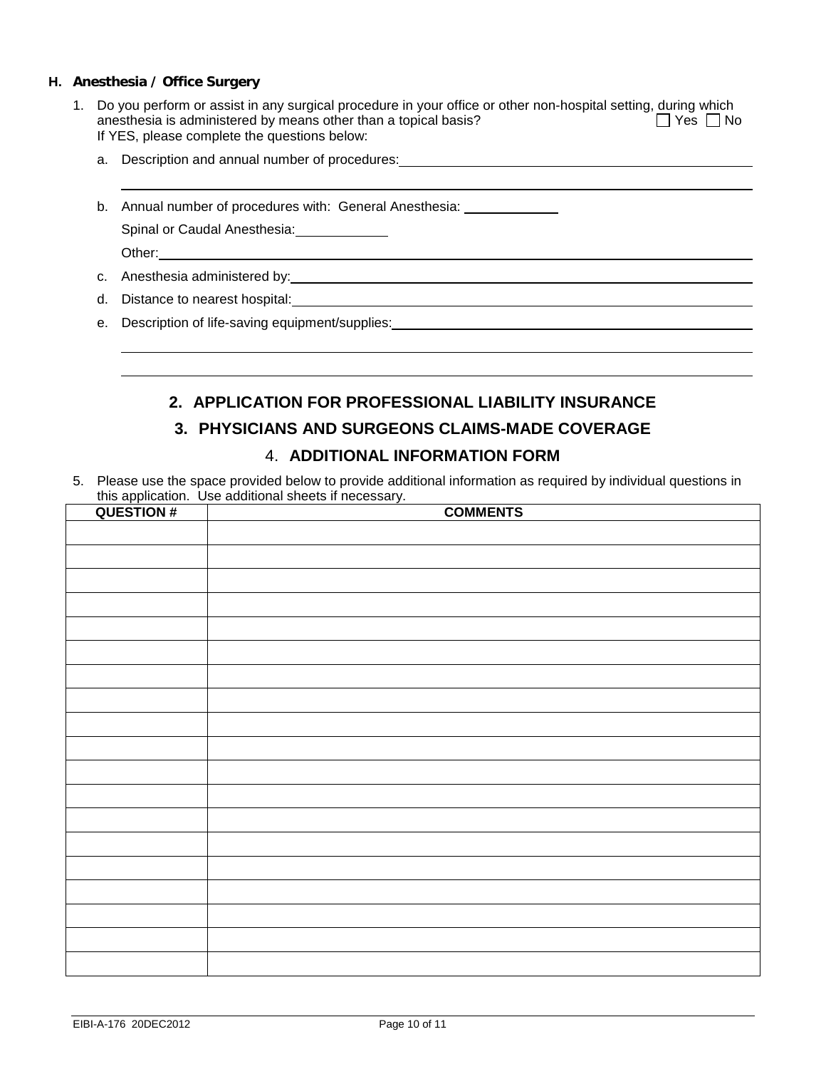## H. Anesthesia / Office Surgery

1. Do you perform or assist in any surgical procedure in your office or other non-hospital setting, during which anesthesia is administered by means other than a topical basis? ☐ Yes ☐ No
   If YES, please complete the questions below:

   a. Description and annual number of procedures: \_\_\_\_\_\_\_\_\_\_\_\_\_\_\_\_\_\_\_\_

   b. Annual number of procedures with: General Anesthesia: \_\_\_\_\_\_\_\_\_\_

      Spinal or Caudal Anesthesia: \_\_\_\_\_\_\_\_\_\_

      Other: \_\_\_\_\_\_\_\_\_\_\_\_\_\_\_\_\_\_\_\_

   c. Anesthesia administered by: \_\_\_\_\_\_\_\_\_\_\_\_\_\_\_\_\_\_\_\_

   d. Distance to nearest hospital: \_\_\_\_\_\_\_\_\_\_\_\_\_\_\_\_\_\_\_\_

   e. Description of life-saving equipment/supplies: \_\_\_\_\_\_\_\_\_\_\_\_\_\_\_\_\_\_\_\_

## 2. APPLICATION FOR PROFESSIONAL LIABILITY INSURANCE

## 3. PHYSICIANS AND SURGEONS CLAIMS-MADE COVERAGE

## 4. ADDITIONAL INFORMATION FORM

5. Please use the space provided below to provide additional information as required by individual questions in this application. Use additional sheets if necessary.

| QUESTION # | COMMENTS |
|---|---|
| | |
| | |
| | |
| | |
| | |
| | |
| | |
| | |
| | |
| | |
| | |
| | |
| | |
| | |
| | |
| | |
| | |
| | |
| | |

EIBI-A-176 20DEC2012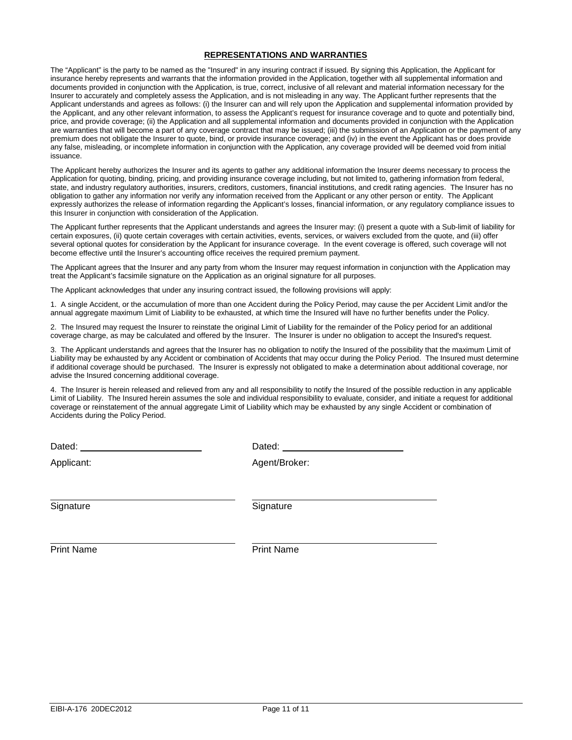## REPRESENTATIONS AND WARRANTIES

The "Applicant" is the party to be named as the "Insured" in any insuring contract if issued. By signing this Application, the Applicant for insurance hereby represents and warrants that the information provided in the Application, together with all supplemental information and documents provided in conjunction with the Application, is true, correct, inclusive of all relevant and material information necessary for the Insurer to accurately and completely assess the Application, and is not misleading in any way. The Applicant further represents that the Applicant understands and agrees as follows: (i) the Insurer can and will rely upon the Application and supplemental information provided by the Applicant, and any other relevant information, to assess the Applicant's request for insurance coverage and to quote and potentially bind, price, and provide coverage; (ii) the Application and all supplemental information and documents provided in conjunction with the Application are warranties that will become a part of any coverage contract that may be issued; (iii) the submission of an Application or the payment of any premium does not obligate the Insurer to quote, bind, or provide insurance coverage; and (iv) in the event the Applicant has or does provide any false, misleading, or incomplete information in conjunction with the Application, any coverage provided will be deemed void from initial issuance.

The Applicant hereby authorizes the Insurer and its agents to gather any additional information the Insurer deems necessary to process the Application for quoting, binding, pricing, and providing insurance coverage including, but not limited to, gathering information from federal, state, and industry regulatory authorities, insurers, creditors, customers, financial institutions, and credit rating agencies. The Insurer has no obligation to gather any information nor verify any information received from the Applicant or any other person or entity. The Applicant expressly authorizes the release of information regarding the Applicant's losses, financial information, or any regulatory compliance issues to this Insurer in conjunction with consideration of the Application.

The Applicant further represents that the Applicant understands and agrees the Insurer may: (i) present a quote with a Sub-limit of liability for certain exposures, (ii) quote certain coverages with certain activities, events, services, or waivers excluded from the quote, and (iii) offer several optional quotes for consideration by the Applicant for insurance coverage. In the event coverage is offered, such coverage will not become effective until the Insurer's accounting office receives the required premium payment.

The Applicant agrees that the Insurer and any party from whom the Insurer may request information in conjunction with the Application may treat the Applicant's facsimile signature on the Application as an original signature for all purposes.

The Applicant acknowledges that under any insuring contract issued, the following provisions will apply:

1. A single Accident, or the accumulation of more than one Accident during the Policy Period, may cause the per Accident Limit and/or the annual aggregate maximum Limit of Liability to be exhausted, at which time the Insured will have no further benefits under the Policy.

2. The Insured may request the Insurer to reinstate the original Limit of Liability for the remainder of the Policy period for an additional coverage charge, as may be calculated and offered by the Insurer. The Insurer is under no obligation to accept the Insured's request.

3. The Applicant understands and agrees that the Insurer has no obligation to notify the Insured of the possibility that the maximum Limit of Liability may be exhausted by any Accident or combination of Accidents that may occur during the Policy Period. The Insured must determine if additional coverage should be purchased. The Insurer is expressly not obligated to make a determination about additional coverage, nor advise the Insured concerning additional coverage.

4. The Insurer is herein released and relieved from any and all responsibility to notify the Insured of the possible reduction in any applicable Limit of Liability. The Insured herein assumes the sole and individual responsibility to evaluate, consider, and initiate a request for additional coverage or reinstatement of the annual aggregate Limit of Liability which may be exhausted by any single Accident or combination of Accidents during the Policy Period.

Dated: ______________________ Dated: ______________________

Applicant: Agent/Broker:

______________________________ ______________________________
Signature Signature

______________________________ ______________________________
Print Name Print Name

EIBI-A-176 20DEC2012